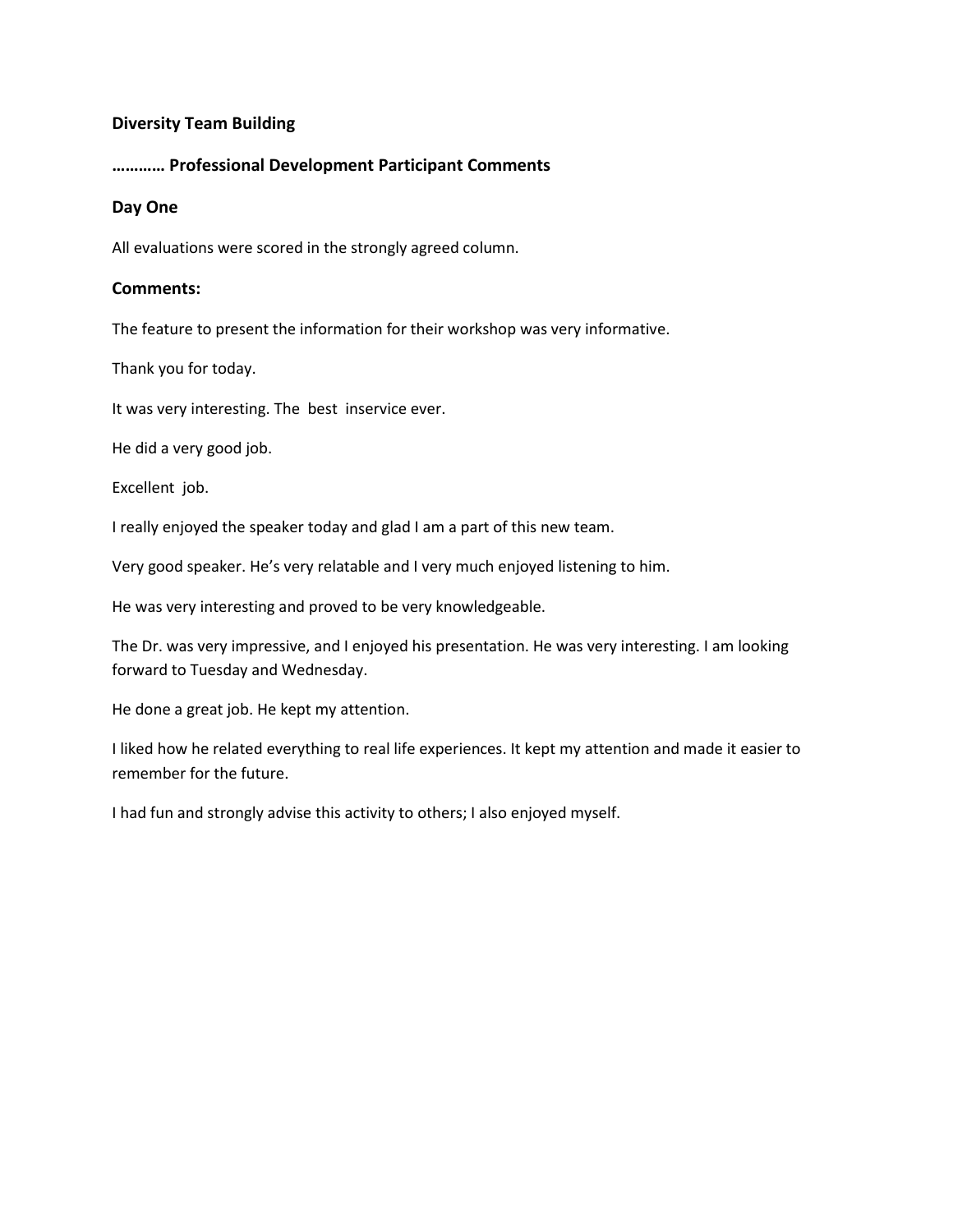**Diversity Team Building**

**………… Professional Development Participant Comments**

### Day One

All evaluations were scored in the strongly agreed column.

### Comments:

The feature to present the information for their workshop was very informative.

Thank you for today.

It was very interesting. The best inservice ever.

He did a very good job.

Excellent job.

I really enjoyed the speaker today and glad I am a part of this new team.

Very good speaker. He's very relatable and I very much enjoyed listening to him.

He was very interesting and proved to be very knowledgeable.

The Dr. was very impressive, and I enjoyed his presentation. He was very interesting. I am looking forward to Tuesday and Wednesday.

He done a great job. He kept my attention.

I liked how he related everything to real life experiences. It kept my attention and made it easier to remember for the future.

I had fun and strongly advise this activity to others; I also enjoyed myself.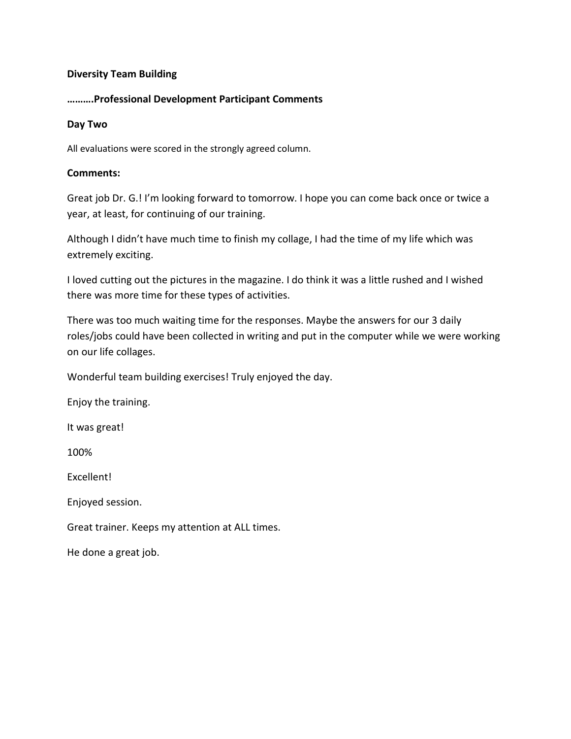**Diversity Team Building**

**……….Professional Development Participant Comments**

**Day Two**

All evaluations were scored in the strongly agreed column.

**Comments:**

Great job Dr. G.! I'm looking forward to tomorrow. I hope you can come back once or twice a year, at least, for continuing of our training.

Although I didn't have much time to finish my collage, I had the time of my life which was extremely exciting.

I loved cutting out the pictures in the magazine. I do think it was a little rushed and I wished there was more time for these types of activities.

There was too much waiting time for the responses. Maybe the answers for our 3 daily roles/jobs could have been collected in writing and put in the computer while we were working on our life collages.

Wonderful team building exercises! Truly enjoyed the day.

Enjoy the training.

It was great!

100%

Excellent!

Enjoyed session.

Great trainer. Keeps my attention at ALL times.

He done a great job.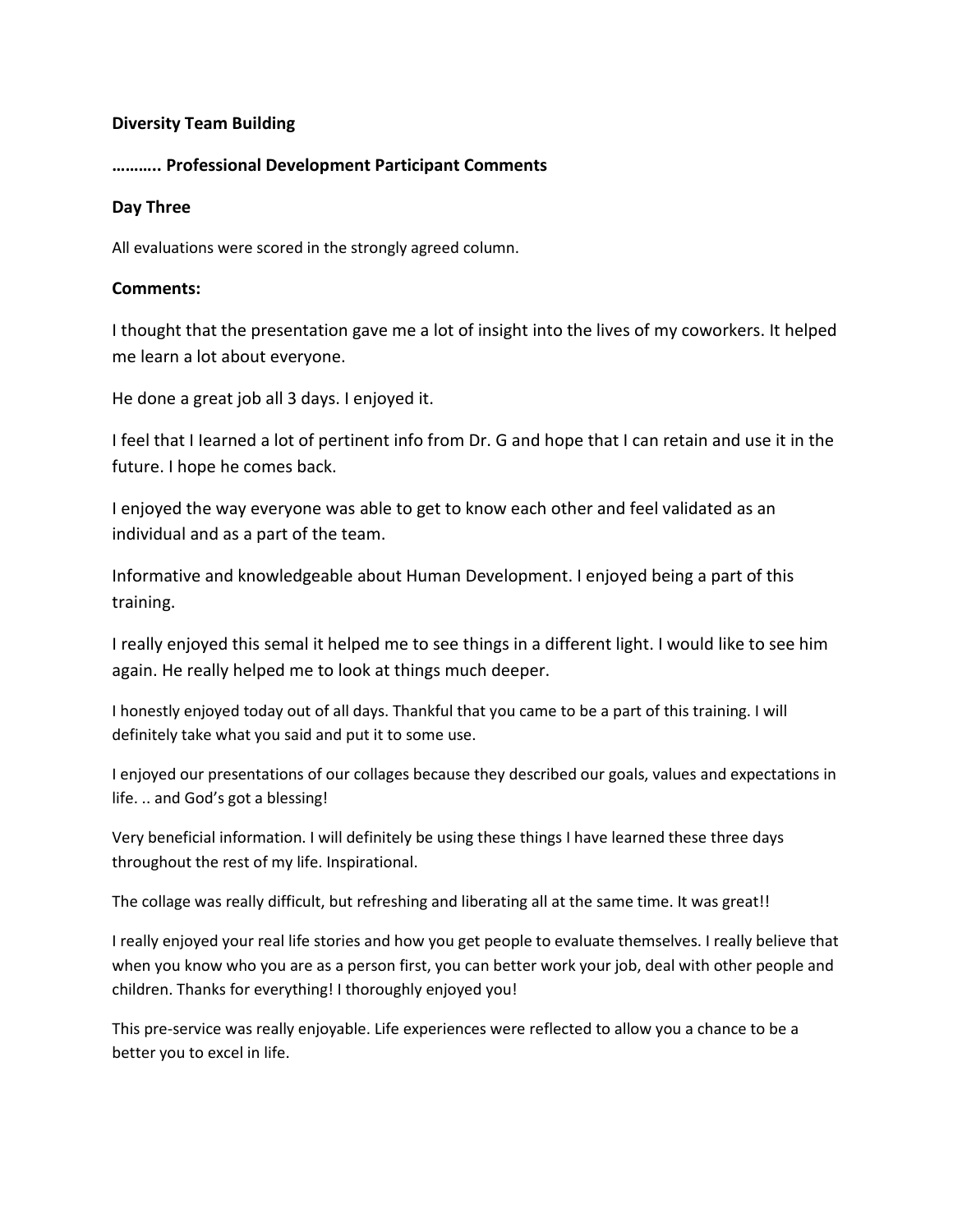**Diversity Team Building**

**……….. Professional Development Participant Comments**

**Day Three**

All evaluations were scored in the strongly agreed column.

**Comments:**

I thought that the presentation gave me a lot of insight into the lives of my coworkers. It helped me learn a lot about everyone.

He done a great job all 3 days. I enjoyed it.

I feel that I learned a lot of pertinent info from Dr. G and hope that I can retain and use it in the future. I hope he comes back.

I enjoyed the way everyone was able to get to know each other and feel validated as an individual and as a part of the team.

Informative and knowledgeable about Human Development. I enjoyed being a part of this training.

I really enjoyed this semal it helped me to see things in a different light. I would like to see him again. He really helped me to look at things much deeper.

I honestly enjoyed today out of all days. Thankful that you came to be a part of this training. I will definitely take what you said and put it to some use.

I enjoyed our presentations of our collages because they described our goals, values and expectations in life. .. and God's got a blessing!

Very beneficial information. I will definitely be using these things I have learned these three days throughout the rest of my life. Inspirational.

The collage was really difficult, but refreshing and liberating all at the same time. It was great!!

I really enjoyed your real life stories and how you get people to evaluate themselves. I really believe that when you know who you are as a person first, you can better work your job, deal with other people and children. Thanks for everything! I thoroughly enjoyed you!

This pre-service was really enjoyable. Life experiences were reflected to allow you a chance to be a better you to excel in life.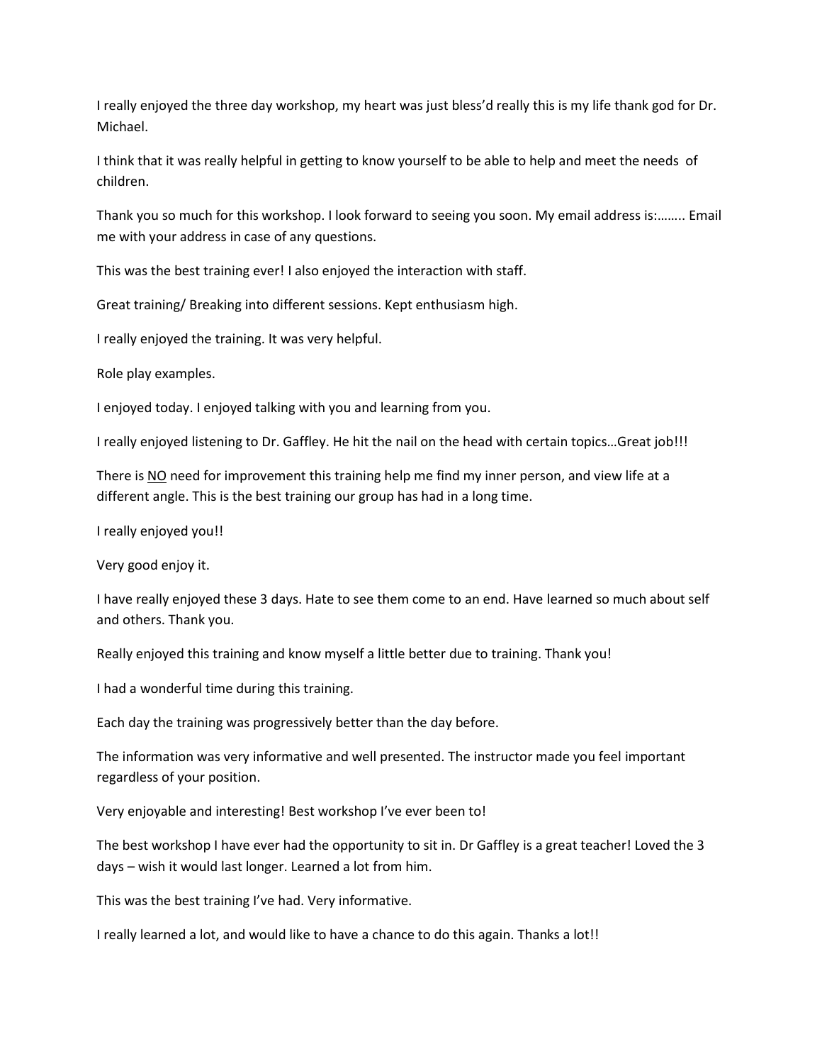I really enjoyed the three day workshop, my heart was just bless'd really this is my life thank god for Dr. Michael.

I think that it was really helpful in getting to know yourself to be able to help and meet the needs of children.

Thank you so much for this workshop. I look forward to seeing you soon. My email address is:…….. Email me with your address in case of any questions.

This was the best training ever! I also enjoyed the interaction with staff.

Great training/ Breaking into different sessions. Kept enthusiasm high.

I really enjoyed the training. It was very helpful.

Role play examples.

I enjoyed today. I enjoyed talking with you and learning from you.

I really enjoyed listening to Dr. Gaffley. He hit the nail on the head with certain topics…Great job!!!

There is <u>NO</u> need for improvement this training help me find my inner person, and view life at a different angle. This is the best training our group has had in a long time.

I really enjoyed you!!

Very good enjoy it.

I have really enjoyed these 3 days. Hate to see them come to an end. Have learned so much about self and others. Thank you.

Really enjoyed this training and know myself a little better due to training. Thank you!

I had a wonderful time during this training.

Each day the training was progressively better than the day before.

The information was very informative and well presented. The instructor made you feel important regardless of your position.

Very enjoyable and interesting! Best workshop I've ever been to!

The best workshop I have ever had the opportunity to sit in. Dr Gaffley is a great teacher! Loved the 3 days – wish it would last longer. Learned a lot from him.

This was the best training I've had. Very informative.

I really learned a lot, and would like to have a chance to do this again. Thanks a lot!!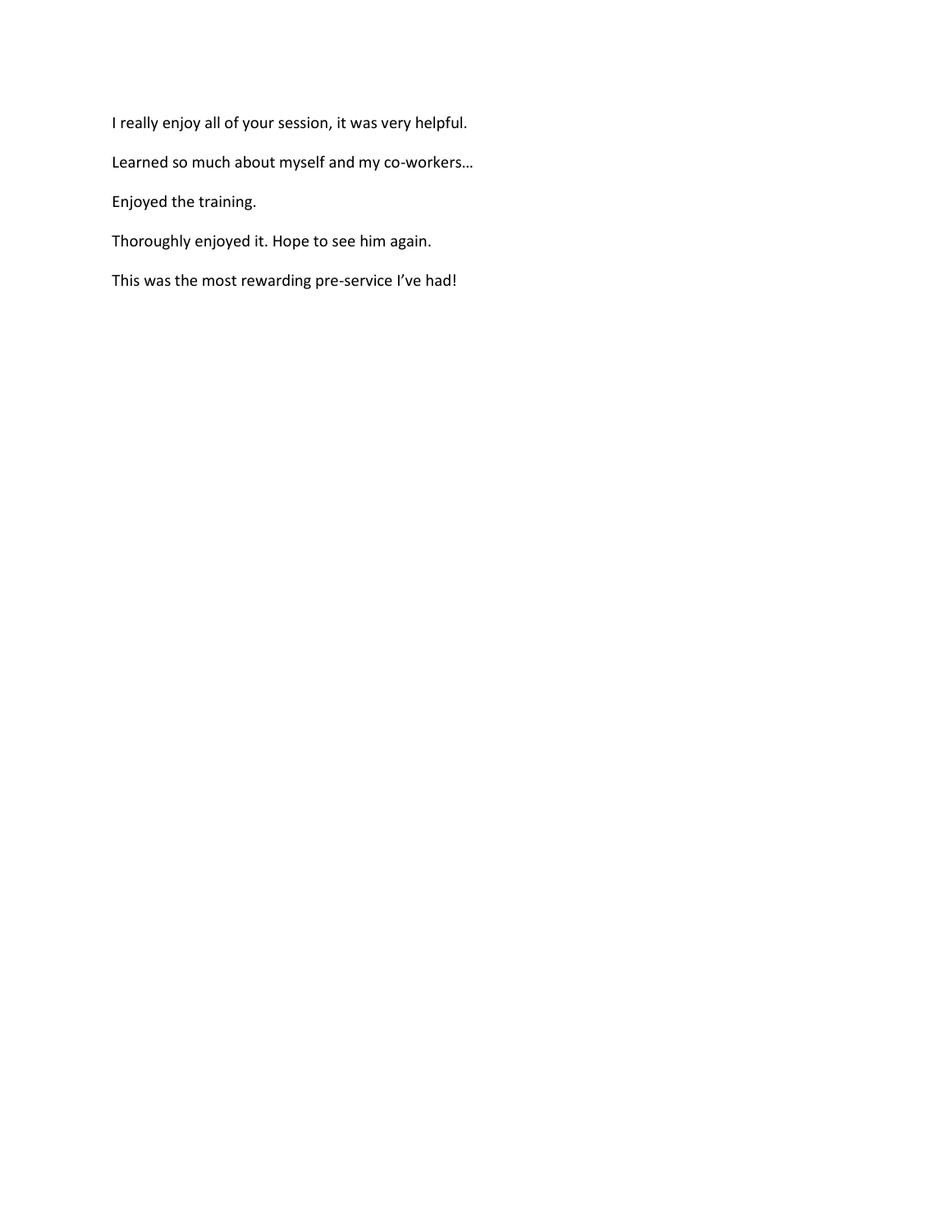I really enjoy all of your session, it was very helpful.

Learned so much about myself and my co-workers…

Enjoyed the training.

Thoroughly enjoyed it. Hope to see him again.

This was the most rewarding pre-service I've had!